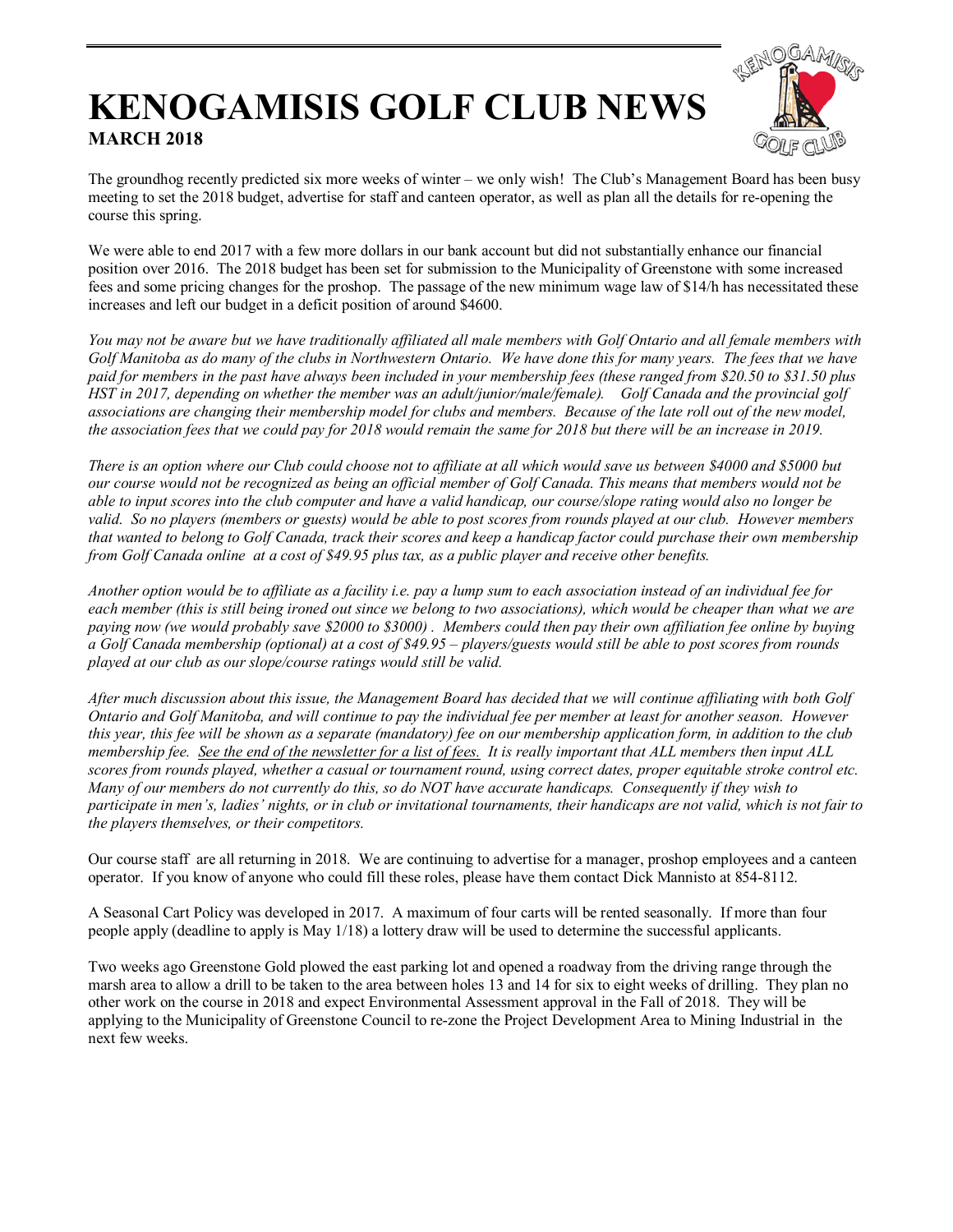# KENOGAMISIS GOLF CLUB NEWS

**MARCH 2018**

The groundhog recently predicted six more weeks of winter – we only wish! The Club's Management Board has been busy meeting to set the 2018 budget, advertise for staff and canteen operator, as well as plan all the details for re-opening the course this spring.

We were able to end 2017 with a few more dollars in our bank account but did not substantially enhance our financial position over 2016. The 2018 budget has been set for submission to the Municipality of Greenstone with some increased fees and some pricing changes for the proshop. The passage of the new minimum wage law of $14/h has necessitated these increases and left our budget in a deficit position of around $4600.

*You may not be aware but we have traditionally affiliated all male members with Golf Ontario and all female members with Golf Manitoba as do many of the clubs in Northwestern Ontario. We have done this for many years. The fees that we have paid for members in the past have always been included in your membership fees (these ranged from $20.50 to $31.50 plus HST in 2017, depending on whether the member was an adult/junior/male/female). Golf Canada and the provincial golf associations are changing their membership model for clubs and members. Because of the late roll out of the new model, the association fees that we could pay for 2018 would remain the same for 2018 but there will be an increase in 2019.*

*There is an option where our Club could choose not to affiliate at all which would save us between $4000 and $5000 but our course would not be recognized as being an official member of Golf Canada. This means that members would not be able to input scores into the club computer and have a valid handicap, our course/slope rating would also no longer be valid. So no players (members or guests) would be able to post scores from rounds played at our club. However members that wanted to belong to Golf Canada, track their scores and keep a handicap factor could purchase their own membership from Golf Canada online at a cost of $49.95 plus tax, as a public player and receive other benefits.*

*Another option would be to affiliate as a facility i.e. pay a lump sum to each association instead of an individual fee for each member (this is still being ironed out since we belong to two associations), which would be cheaper than what we are paying now (we would probably save $2000 to $3000) . Members could then pay their own affiliation fee online by buying a Golf Canada membership (optional) at a cost of $49.95 – players/guests would still be able to post scores from rounds played at our club as our slope/course ratings would still be valid.*

*After much discussion about this issue, the Management Board has decided that we will continue affiliating with both Golf Ontario and Golf Manitoba, and will continue to pay the individual fee per member at least for another season. However this year, this fee will be shown as a separate (mandatory) fee on our membership application form, in addition to the club membership fee. <u>See the end of the newsletter for a list of fees.</u> It is really important that ALL members then input ALL scores from rounds played, whether a casual or tournament round, using correct dates, proper equitable stroke control etc. Many of our members do not currently do this, so do NOT have accurate handicaps. Consequently if they wish to participate in men's, ladies' nights, or in club or invitational tournaments, their handicaps are not valid, which is not fair to the players themselves, or their competitors.*

Our course staff are all returning in 2018. We are continuing to advertise for a manager, proshop employees and a canteen operator. If you know of anyone who could fill these roles, please have them contact Dick Mannisto at 854-8112.

A Seasonal Cart Policy was developed in 2017. A maximum of four carts will be rented seasonally. If more than four people apply (deadline to apply is May 1/18) a lottery draw will be used to determine the successful applicants.

Two weeks ago Greenstone Gold plowed the east parking lot and opened a roadway from the driving range through the marsh area to allow a drill to be taken to the area between holes 13 and 14 for six to eight weeks of drilling. They plan no other work on the course in 2018 and expect Environmental Assessment approval in the Fall of 2018. They will be applying to the Municipality of Greenstone Council to re-zone the Project Development Area to Mining Industrial in the next few weeks.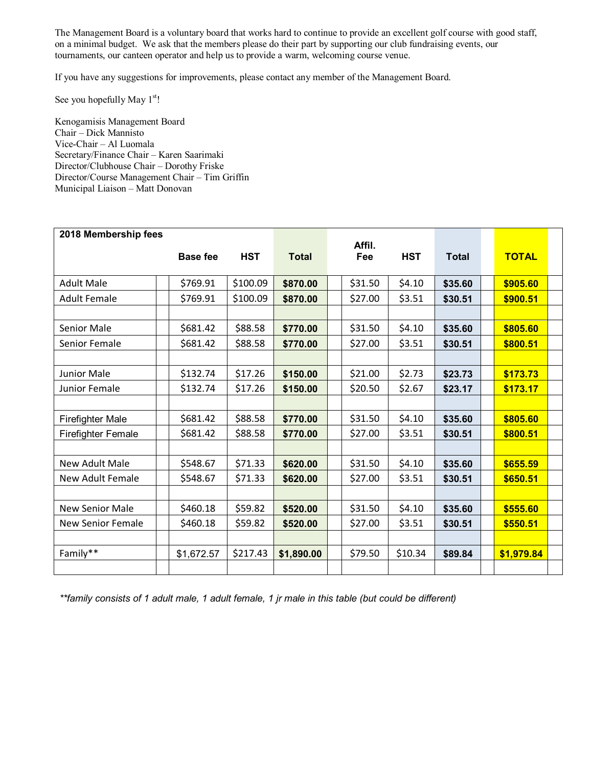The Management Board is a voluntary board that works hard to continue to provide an excellent golf course with good staff, on a minimal budget. We ask that the members please do their part by supporting our club fundraising events, our tournaments, our canteen operator and help us to provide a warm, welcoming course venue.

If you have any suggestions for improvements, please contact any member of the Management Board.

See you hopefully May 1st!

Kenogamisis Management Board
Chair – Dick Mannisto
Vice-Chair – Al Luomala
Secretary/Finance Chair – Karen Saarimaki
Director/Clubhouse Chair – Dorothy Friske
Director/Course Management Chair – Tim Griffin
Municipal Liaison – Matt Donovan

| **2018 Membership fees** | **Base fee** | **HST** | **Total** | **Affil. Fee** | **HST** | **Total** | **TOTAL** |
|---|---|---|---|---|---|---|---|
| Adult Male | $769.91 | $100.09 | **$870.00** | $31.50 | $4.10 | **$35.60** | **$905.60** |
| Adult Female | $769.91 | $100.09 | **$870.00** | $27.00 | $3.51 | **$30.51** | **$900.51** |
| | | | | | | | |
| Senior Male | $681.42 | $88.58 | **$770.00** | $31.50 | $4.10 | **$35.60** | **$805.60** |
| Senior Female | $681.42 | $88.58 | **$770.00** | $27.00 | $3.51 | **$30.51** | **$800.51** |
| | | | | | | | |
| Junior Male | $132.74 | $17.26 | **$150.00** | $21.00 | $2.73 | **$23.73** | **$173.73** |
| Junior Female | $132.74 | $17.26 | **$150.00** | $20.50 | $2.67 | **$23.17** | **$173.17** |
| | | | | | | | |
| Firefighter Male | $681.42 | $88.58 | **$770.00** | $31.50 | $4.10 | **$35.60** | **$805.60** |
| Firefighter Female | $681.42 | $88.58 | **$770.00** | $27.00 | $3.51 | **$30.51** | **$800.51** |
| | | | | | | | |
| New Adult Male | $548.67 | $71.33 | **$620.00** | $31.50 | $4.10 | **$35.60** | **$655.59** |
| New Adult Female | $548.67 | $71.33 | **$620.00** | $27.00 | $3.51 | **$30.51** | **$650.51** |
| | | | | | | | |
| New Senior Male | $460.18 | $59.82 | **$520.00** | $31.50 | $4.10 | **$35.60** | **$555.60** |
| New Senior Female | $460.18 | $59.82 | **$520.00** | $27.00 | $3.51 | **$30.51** | **$550.51** |
| | | | | | | | |
| Family** | $1,672.57 | $217.43 | **$1,890.00** | $79.50 | $10.34 | **$89.84** | **$1,979.84** |
| | | | | | | | |

*\*\*family consists of 1 adult male, 1 adult female, 1 jr male in this table (but could be different)*